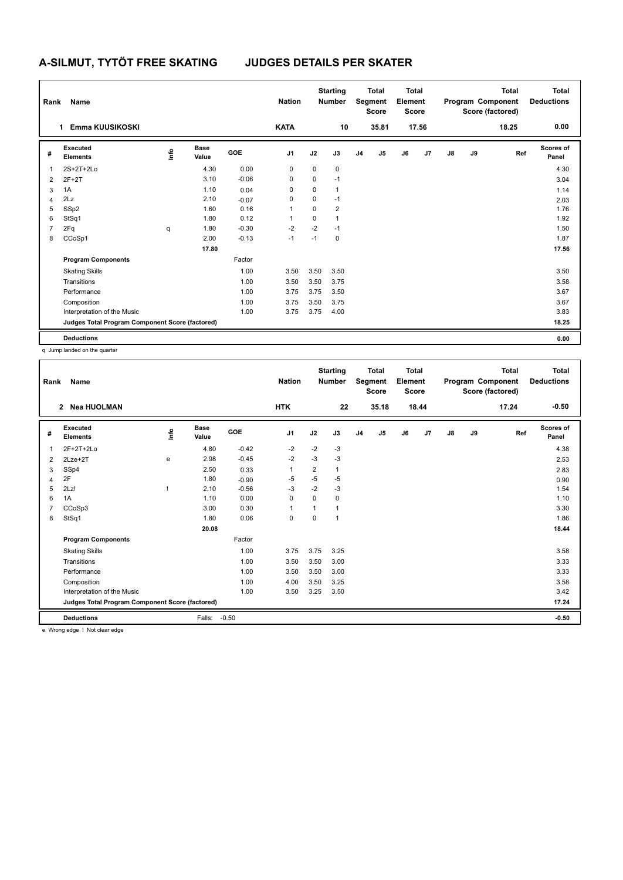# A-SILMUT, TYTÖT FREE SKATING JUDGES DETAILS PER SKATER

| Rank | Name | Nation | Starting Number | Total Segment Score | Total Element Score | Total Program Component Score (factored) | Total Deductions |
|---|---|---|---|---|---|---|---|
| 1 | Emma KUUSIKOSKI | KATA | 10 | 35.81 | 17.56 | 18.25 | 0.00 |

| # | Executed Elements | Info | Base Value | GOE | J1 | J2 | J3 | J4 | J5 | J6 | J7 | J8 | J9 | Ref | Scores of Panel |
|---|---|---|---|---|---|---|---|---|---|---|---|---|---|---|---|
| 1 | 2S+2T+2Lo | | 4.30 | 0.00 | 0 | 0 | 0 | | | | | | | | 4.30 |
| 2 | 2F+2T | | 3.10 | -0.06 | 0 | 0 | -1 | | | | | | | | 3.04 |
| 3 | 1A | | 1.10 | 0.04 | 0 | 0 | 1 | | | | | | | | 1.14 |
| 4 | 2Lz | | 2.10 | -0.07 | 0 | 0 | -1 | | | | | | | | 2.03 |
| 5 | SSp2 | | 1.60 | 0.16 | 1 | 0 | 2 | | | | | | | | 1.76 |
| 6 | StSq1 | | 1.80 | 0.12 | 1 | 0 | 1 | | | | | | | | 1.92 |
| 7 | 2Fq | q | 1.80 | -0.30 | -2 | -2 | -1 | | | | | | | | 1.50 |
| 8 | CCoSp1 | | 2.00 | -0.13 | -1 | -1 | 0 | | | | | | | | 1.87 |
| | | | 17.80 | | | | | | | | | | | | 17.56 |
| | **Program Components** | | | Factor | | | | | | | | | | | |
| | Skating Skills | | | 1.00 | 3.50 | 3.50 | 3.50 | | | | | | | | 3.50 |
| | Transitions | | | 1.00 | 3.50 | 3.50 | 3.75 | | | | | | | | 3.58 |
| | Performance | | | 1.00 | 3.75 | 3.75 | 3.50 | | | | | | | | 3.67 |
| | Composition | | | 1.00 | 3.75 | 3.50 | 3.75 | | | | | | | | 3.67 |
| | Interpretation of the Music | | | 1.00 | 3.75 | 3.75 | 4.00 | | | | | | | | 3.83 |
| | **Judges Total Program Component Score (factored)** | | | | | | | | | | | | | | **18.25** |
| | **Deductions** | | | | | | | | | | | | | | **0.00** |

q Jump landed on the quarter

| Rank | Name | Nation | Starting Number | Total Segment Score | Total Element Score | Total Program Component Score (factored) | Total Deductions |
|---|---|---|---|---|---|---|---|
| 2 | Nea HUOLMAN | HTK | 22 | 35.18 | 18.44 | 17.24 | -0.50 |

| # | Executed Elements | Info | Base Value | GOE | J1 | J2 | J3 | J4 | J5 | J6 | J7 | J8 | J9 | Ref | Scores of Panel |
|---|---|---|---|---|---|---|---|---|---|---|---|---|---|---|---|
| 1 | 2F+2T+2Lo | | 4.80 | -0.42 | -2 | -2 | -3 | | | | | | | | 4.38 |
| 2 | 2Lze+2T | e | 2.98 | -0.45 | -2 | -3 | -3 | | | | | | | | 2.53 |
| 3 | SSp4 | | 2.50 | 0.33 | 1 | 2 | 1 | | | | | | | | 2.83 |
| 4 | 2F | | 1.80 | -0.90 | -5 | -5 | -5 | | | | | | | | 0.90 |
| 5 | 2Lz! | ! | 2.10 | -0.56 | -3 | -2 | -3 | | | | | | | | 1.54 |
| 6 | 1A | | 1.10 | 0.00 | 0 | 0 | 0 | | | | | | | | 1.10 |
| 7 | CCoSp3 | | 3.00 | 0.30 | 1 | 1 | 1 | | | | | | | | 3.30 |
| 8 | StSq1 | | 1.80 | 0.06 | 0 | 0 | 1 | | | | | | | | 1.86 |
| | | | 20.08 | | | | | | | | | | | | 18.44 |
| | **Program Components** | | | Factor | | | | | | | | | | | |
| | Skating Skills | | | 1.00 | 3.75 | 3.75 | 3.25 | | | | | | | | 3.58 |
| | Transitions | | | 1.00 | 3.50 | 3.50 | 3.00 | | | | | | | | 3.33 |
| | Performance | | | 1.00 | 3.50 | 3.50 | 3.00 | | | | | | | | 3.33 |
| | Composition | | | 1.00 | 4.00 | 3.50 | 3.25 | | | | | | | | 3.58 |
| | Interpretation of the Music | | | 1.00 | 3.50 | 3.25 | 3.50 | | | | | | | | 3.42 |
| | **Judges Total Program Component Score (factored)** | | | | | | | | | | | | | | **17.24** |
| | **Deductions** | | Falls: | -0.50 | | | | | | | | | | | **-0.50** |

e Wrong edge ! Not clear edge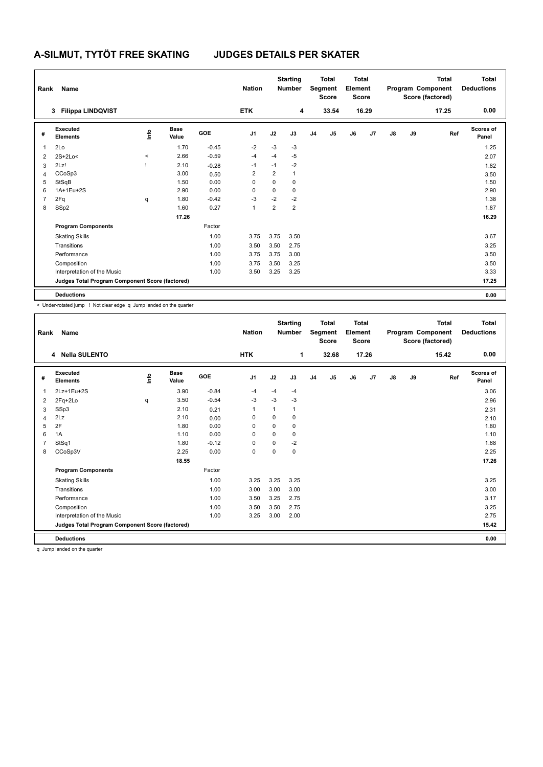# A-SILMUT, TYTÖT FREE SKATING JUDGES DETAILS PER SKATER

| Rank | Name | Nation | Starting Number | Total Segment Score | Total Element Score | Total Program Component Score (factored) | Total Deductions |
|---|---|---|---|---|---|---|---|
| 3 | Filippa LINDQVIST | ETK | 4 | 33.54 | 16.29 | 17.25 | 0.00 |

| # | Executed Elements | Info | Base Value | GOE | J1 | J2 | J3 | J4 | J5 | J6 | J7 | J8 | J9 | Ref | Scores of Panel |
|---|---|---|---|---|---|---|---|---|---|---|---|---|---|---|---|
| 1 | 2Lo | | 1.70 | -0.45 | -2 | -3 | -3 | | | | | | | | 1.25 |
| 2 | 2S+2Lo< | < | 2.66 | -0.59 | -4 | -4 | -5 | | | | | | | | 2.07 |
| 3 | 2Lz! | ! | 2.10 | -0.28 | -1 | -1 | -2 | | | | | | | | 1.82 |
| 4 | CCoSp3 | | 3.00 | 0.50 | 2 | 2 | 1 | | | | | | | | 3.50 |
| 5 | StSqB | | 1.50 | 0.00 | 0 | 0 | 0 | | | | | | | | 1.50 |
| 6 | 1A+1Eu+2S | | 2.90 | 0.00 | 0 | 0 | 0 | | | | | | | | 2.90 |
| 7 | 2Fq | q | 1.80 | -0.42 | -3 | -2 | -2 | | | | | | | | 1.38 |
| 8 | SSp2 | | 1.60 | 0.27 | 1 | 2 | 2 | | | | | | | | 1.87 |
| | | | 17.26 | | | | | | | | | | | | 16.29 |
| | **Program Components** | | | Factor | | | | | | | | | | | |
| | Skating Skills | | | 1.00 | 3.75 | 3.75 | 3.50 | | | | | | | | 3.67 |
| | Transitions | | | 1.00 | 3.50 | 3.50 | 2.75 | | | | | | | | 3.25 |
| | Performance | | | 1.00 | 3.75 | 3.75 | 3.00 | | | | | | | | 3.50 |
| | Composition | | | 1.00 | 3.75 | 3.50 | 3.25 | | | | | | | | 3.50 |
| | Interpretation of the Music | | | 1.00 | 3.50 | 3.25 | 3.25 | | | | | | | | 3.33 |
| | **Judges Total Program Component Score (factored)** | | | | | | | | | | | | | | 17.25 |
| | **Deductions** | | | | | | | | | | | | | | 0.00 |

< Under-rotated jump ! Not clear edge q Jump landed on the quarter

| Rank | Name | Nation | Starting Number | Total Segment Score | Total Element Score | Total Program Component Score (factored) | Total Deductions |
|---|---|---|---|---|---|---|---|
| 4 | Nella SULENTO | HTK | 1 | 32.68 | 17.26 | 15.42 | 0.00 |

| # | Executed Elements | Info | Base Value | GOE | J1 | J2 | J3 | J4 | J5 | J6 | J7 | J8 | J9 | Ref | Scores of Panel |
|---|---|---|---|---|---|---|---|---|---|---|---|---|---|---|---|
| 1 | 2Lz+1Eu+2S | | 3.90 | -0.84 | -4 | -4 | -4 | | | | | | | | 3.06 |
| 2 | 2Fq+2Lo | q | 3.50 | -0.54 | -3 | -3 | -3 | | | | | | | | 2.96 |
| 3 | SSp3 | | 2.10 | 0.21 | 1 | 1 | 1 | | | | | | | | 2.31 |
| 4 | 2Lz | | 2.10 | 0.00 | 0 | 0 | 0 | | | | | | | | 2.10 |
| 5 | 2F | | 1.80 | 0.00 | 0 | 0 | 0 | | | | | | | | 1.80 |
| 6 | 1A | | 1.10 | 0.00 | 0 | 0 | 0 | | | | | | | | 1.10 |
| 7 | StSq1 | | 1.80 | -0.12 | 0 | 0 | -2 | | | | | | | | 1.68 |
| 8 | CCoSp3V | | 2.25 | 0.00 | 0 | 0 | 0 | | | | | | | | 2.25 |
| | | | 18.55 | | | | | | | | | | | | 17.26 |
| | **Program Components** | | | Factor | | | | | | | | | | | |
| | Skating Skills | | | 1.00 | 3.25 | 3.25 | 3.25 | | | | | | | | 3.25 |
| | Transitions | | | 1.00 | 3.00 | 3.00 | 3.00 | | | | | | | | 3.00 |
| | Performance | | | 1.00 | 3.50 | 3.25 | 2.75 | | | | | | | | 3.17 |
| | Composition | | | 1.00 | 3.50 | 3.50 | 2.75 | | | | | | | | 3.25 |
| | Interpretation of the Music | | | 1.00 | 3.25 | 3.00 | 2.00 | | | | | | | | 2.75 |
| | **Judges Total Program Component Score (factored)** | | | | | | | | | | | | | | 15.42 |
| | **Deductions** | | | | | | | | | | | | | | 0.00 |

q Jump landed on the quarter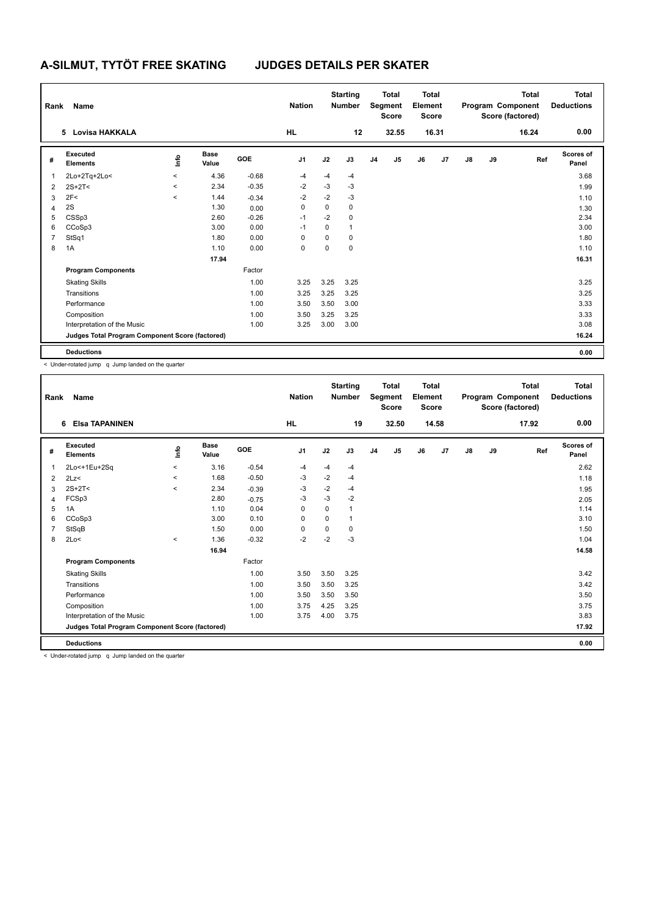# A-SILMUT, TYTÖT FREE SKATING JUDGES DETAILS PER SKATER

| Rank | Name | | | | Nation | | Starting Number | | Total Segment Score | | Total Element Score | | | Total Program Component Score (factored) | | Total Deductions |
|---|---|---|---|---|---|---|---|---|---|---|---|---|---|---|---|---|
| 5 | Lovisa HAKKALA | | | | HL | | 12 | | 32.55 | | 16.31 | | | 16.24 | | 0.00 |

| # | Executed Elements | Info | Base Value | GOE | J1 | J2 | J3 | J4 | J5 | J6 | J7 | J8 | J9 | Ref | Scores of Panel |
|---|---|---|---|---|---|---|---|---|---|---|---|---|---|---|---|
| 1 | 2Lo+2Tq+2Lo< | < | 4.36 | -0.68 | -4 | -4 | -4 | | | | | | | | 3.68 |
| 2 | 2S+2T< | < | 2.34 | -0.35 | -2 | -3 | -3 | | | | | | | | 1.99 |
| 3 | 2F< | < | 1.44 | -0.34 | -2 | -2 | -3 | | | | | | | | 1.10 |
| 4 | 2S | | 1.30 | 0.00 | 0 | 0 | 0 | | | | | | | | 1.30 |
| 5 | CSSp3 | | 2.60 | -0.26 | -1 | -2 | 0 | | | | | | | | 2.34 |
| 6 | CCoSp3 | | 3.00 | 0.00 | -1 | 0 | 1 | | | | | | | | 3.00 |
| 7 | StSq1 | | 1.80 | 0.00 | 0 | 0 | 0 | | | | | | | | 1.80 |
| 8 | 1A | | 1.10 | 0.00 | 0 | 0 | 0 | | | | | | | | 1.10 |
| | | | 17.94 | | | | | | | | | | | | 16.31 |
| | **Program Components** | | | Factor | | | | | | | | | | | |
| | Skating Skills | | | 1.00 | 3.25 | 3.25 | 3.25 | | | | | | | | 3.25 |
| | Transitions | | | 1.00 | 3.25 | 3.25 | 3.25 | | | | | | | | 3.25 |
| | Performance | | | 1.00 | 3.50 | 3.50 | 3.00 | | | | | | | | 3.33 |
| | Composition | | | 1.00 | 3.50 | 3.25 | 3.25 | | | | | | | | 3.33 |
| | Interpretation of the Music | | | 1.00 | 3.25 | 3.00 | 3.00 | | | | | | | | 3.08 |
| | **Judges Total Program Component Score (factored)** | | | | | | | | | | | | | | 16.24 |
| | **Deductions** | | | | | | | | | | | | | | 0.00 |

< Under-rotated jump q Jump landed on the quarter

| Rank | Name | | | | Nation | | Starting Number | | Total Segment Score | | Total Element Score | | | Total Program Component Score (factored) | | Total Deductions |
|---|---|---|---|---|---|---|---|---|---|---|---|---|---|---|---|---|
| 6 | Elsa TAPANINEN | | | | HL | | 19 | | 32.50 | | 14.58 | | | 17.92 | | 0.00 |

| # | Executed Elements | Info | Base Value | GOE | J1 | J2 | J3 | J4 | J5 | J6 | J7 | J8 | J9 | Ref | Scores of Panel |
|---|---|---|---|---|---|---|---|---|---|---|---|---|---|---|---|
| 1 | 2Lo<+1Eu+2Sq | < | 3.16 | -0.54 | -4 | -4 | -4 | | | | | | | | 2.62 |
| 2 | 2Lz< | < | 1.68 | -0.50 | -3 | -2 | -4 | | | | | | | | 1.18 |
| 3 | 2S+2T< | < | 2.34 | -0.39 | -3 | -2 | -4 | | | | | | | | 1.95 |
| 4 | FCSp3 | | 2.80 | -0.75 | -3 | -3 | -2 | | | | | | | | 2.05 |
| 5 | 1A | | 1.10 | 0.04 | 0 | 0 | 1 | | | | | | | | 1.14 |
| 6 | CCoSp3 | | 3.00 | 0.10 | 0 | 0 | 1 | | | | | | | | 3.10 |
| 7 | StSqB | | 1.50 | 0.00 | 0 | 0 | 0 | | | | | | | | 1.50 |
| 8 | 2Lo< | < | 1.36 | -0.32 | -2 | -2 | -3 | | | | | | | | 1.04 |
| | | | 16.94 | | | | | | | | | | | | 14.58 |
| | **Program Components** | | | Factor | | | | | | | | | | | |
| | Skating Skills | | | 1.00 | 3.50 | 3.50 | 3.25 | | | | | | | | 3.42 |
| | Transitions | | | 1.00 | 3.50 | 3.50 | 3.25 | | | | | | | | 3.42 |
| | Performance | | | 1.00 | 3.50 | 3.50 | 3.50 | | | | | | | | 3.50 |
| | Composition | | | 1.00 | 3.75 | 4.25 | 3.25 | | | | | | | | 3.75 |
| | Interpretation of the Music | | | 1.00 | 3.75 | 4.00 | 3.75 | | | | | | | | 3.83 |
| | **Judges Total Program Component Score (factored)** | | | | | | | | | | | | | | 17.92 |
| | **Deductions** | | | | | | | | | | | | | | 0.00 |

< Under-rotated jump q Jump landed on the quarter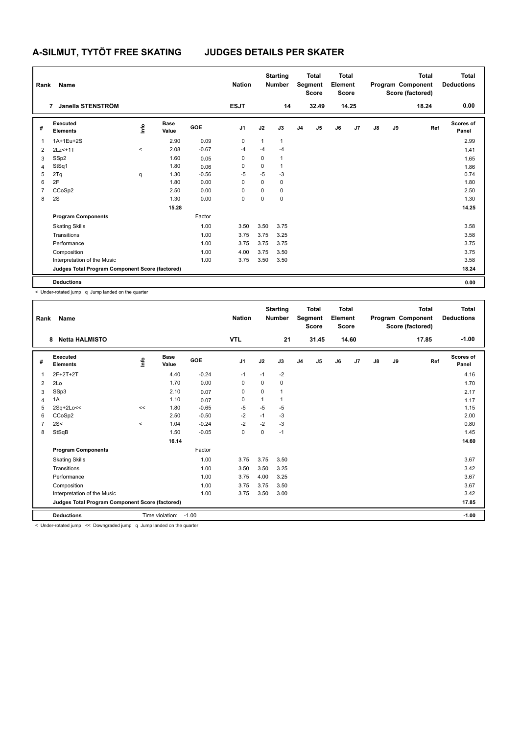# A-SILMUT, TYTÖT FREE SKATING — JUDGES DETAILS PER SKATER

| Rank | Name | Nation | Starting Number | Total Segment Score | Total Element Score | Total Program Component Score (factored) | Total Deductions |
|---|---|---|---|---|---|---|---|
| 7 | Janella STENSTRÖM | ESJT | 14 | 32.49 | 14.25 | 18.24 | 0.00 |

| # | Executed Elements | Info | Base Value | GOE | J1 | J2 | J3 | J4 | J5 | J6 | J7 | J8 | J9 | Ref | Scores of Panel |
|---|---|---|---|---|---|---|---|---|---|---|---|---|---|---|---|
| 1 | 1A+1Eu+2S | | 2.90 | 0.09 | 0 | 1 | 1 | | | | | | | | 2.99 |
| 2 | 2Lz<+1T | < | 2.08 | -0.67 | -4 | -4 | -4 | | | | | | | | 1.41 |
| 3 | SSp2 | | 1.60 | 0.05 | 0 | 0 | 1 | | | | | | | | 1.65 |
| 4 | StSq1 | | 1.80 | 0.06 | 0 | 0 | 1 | | | | | | | | 1.86 |
| 5 | 2Tq | q | 1.30 | -0.56 | -5 | -5 | -3 | | | | | | | | 0.74 |
| 6 | 2F | | 1.80 | 0.00 | 0 | 0 | 0 | | | | | | | | 1.80 |
| 7 | CCoSp2 | | 2.50 | 0.00 | 0 | 0 | 0 | | | | | | | | 2.50 |
| 8 | 2S | | 1.30 | 0.00 | 0 | 0 | 0 | | | | | | | | 1.30 |
| | | | 15.28 | | | | | | | | | | | | 14.25 |
| | **Program Components** | | | Factor | | | | | | | | | | | |
| | Skating Skills | | | 1.00 | 3.50 | 3.50 | 3.75 | | | | | | | | 3.58 |
| | Transitions | | | 1.00 | 3.75 | 3.75 | 3.25 | | | | | | | | 3.58 |
| | Performance | | | 1.00 | 3.75 | 3.75 | 3.75 | | | | | | | | 3.75 |
| | Composition | | | 1.00 | 4.00 | 3.75 | 3.50 | | | | | | | | 3.75 |
| | Interpretation of the Music | | | 1.00 | 3.75 | 3.50 | 3.50 | | | | | | | | 3.58 |
| | **Judges Total Program Component Score (factored)** | | | | | | | | | | | | | | 18.24 |
| | **Deductions** | | | | | | | | | | | | | | 0.00 |

< Under-rotated jump q Jump landed on the quarter

| Rank | Name | Nation | Starting Number | Total Segment Score | Total Element Score | Total Program Component Score (factored) | Total Deductions |
|---|---|---|---|---|---|---|---|
| 8 | Netta HALMISTO | VTL | 21 | 31.45 | 14.60 | 17.85 | -1.00 |

| # | Executed Elements | Info | Base Value | GOE | J1 | J2 | J3 | J4 | J5 | J6 | J7 | J8 | J9 | Ref | Scores of Panel |
|---|---|---|---|---|---|---|---|---|---|---|---|---|---|---|---|
| 1 | 2F+2T+2T | | 4.40 | -0.24 | -1 | -1 | -2 | | | | | | | | 4.16 |
| 2 | 2Lo | | 1.70 | 0.00 | 0 | 0 | 0 | | | | | | | | 1.70 |
| 3 | SSp3 | | 2.10 | 0.07 | 0 | 0 | 1 | | | | | | | | 2.17 |
| 4 | 1A | | 1.10 | 0.07 | 0 | 1 | 1 | | | | | | | | 1.17 |
| 5 | 2Sq+2Lo<< | << | 1.80 | -0.65 | -5 | -5 | -5 | | | | | | | | 1.15 |
| 6 | CCoSp2 | | 2.50 | -0.50 | -2 | -1 | -3 | | | | | | | | 2.00 |
| 7 | 2S< | < | 1.04 | -0.24 | -2 | -2 | -3 | | | | | | | | 0.80 |
| 8 | StSqB | | 1.50 | -0.05 | 0 | 0 | -1 | | | | | | | | 1.45 |
| | | | 16.14 | | | | | | | | | | | | 14.60 |
| | **Program Components** | | | Factor | | | | | | | | | | | |
| | Skating Skills | | | 1.00 | 3.75 | 3.75 | 3.50 | | | | | | | | 3.67 |
| | Transitions | | | 1.00 | 3.50 | 3.50 | 3.25 | | | | | | | | 3.42 |
| | Performance | | | 1.00 | 3.75 | 4.00 | 3.25 | | | | | | | | 3.67 |
| | Composition | | | 1.00 | 3.75 | 3.75 | 3.50 | | | | | | | | 3.67 |
| | Interpretation of the Music | | | 1.00 | 3.75 | 3.50 | 3.00 | | | | | | | | 3.42 |
| | **Judges Total Program Component Score (factored)** | | | | | | | | | | | | | | 17.85 |
| | **Deductions** | | Time violation: | -1.00 | | | | | | | | | | | -1.00 |

< Under-rotated jump << Downgraded jump q Jump landed on the quarter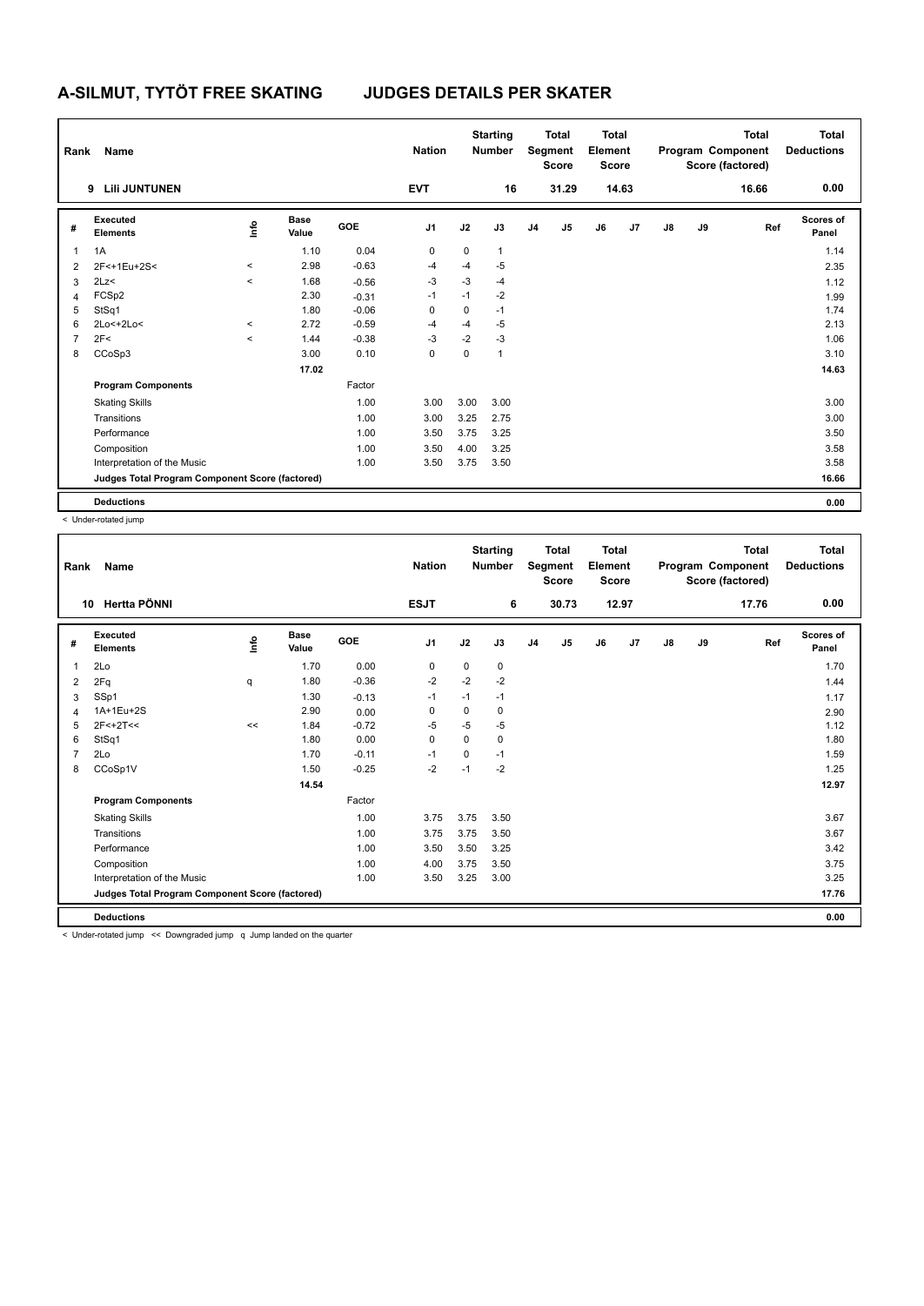# A-SILMUT, TYTÖT FREE SKATING JUDGES DETAILS PER SKATER

| Rank | Name | Nation | Starting Number | Total Segment Score | Total Element Score | Total Program Component Score (factored) | Total Deductions |
|---|---|---|---|---|---|---|---|
| 9 | Lili JUNTUNEN | EVT | 16 | 31.29 | 14.63 | 16.66 | 0.00 |

| # | Executed Elements | Info | Base Value | GOE | J1 | J2 | J3 | J4 | J5 | J6 | J7 | J8 | J9 | Ref | Scores of Panel |
|---|---|---|---|---|---|---|---|---|---|---|---|---|---|---|---|
| 1 | 1A | | 1.10 | 0.04 | 0 | 0 | 1 | | | | | | | | 1.14 |
| 2 | 2F<+1Eu+2S< | < | 2.98 | -0.63 | -4 | -4 | -5 | | | | | | | | 2.35 |
| 3 | 2Lz< | < | 1.68 | -0.56 | -3 | -3 | -4 | | | | | | | | 1.12 |
| 4 | FCSp2 | | 2.30 | -0.31 | -1 | -1 | -2 | | | | | | | | 1.99 |
| 5 | StSq1 | | 1.80 | -0.06 | 0 | 0 | -1 | | | | | | | | 1.74 |
| 6 | 2Lo<+2Lo< | < | 2.72 | -0.59 | -4 | -4 | -5 | | | | | | | | 2.13 |
| 7 | 2F< | < | 1.44 | -0.38 | -3 | -2 | -3 | | | | | | | | 1.06 |
| 8 | CCoSp3 | | 3.00 | 0.10 | 0 | 0 | 1 | | | | | | | | 3.10 |
| | | | 17.02 | | | | | | | | | | | | 14.63 |
| | **Program Components** | | | Factor | | | | | | | | | | | |
| | Skating Skills | | | 1.00 | 3.00 | 3.00 | 3.00 | | | | | | | | 3.00 |
| | Transitions | | | 1.00 | 3.00 | 3.25 | 2.75 | | | | | | | | 3.00 |
| | Performance | | | 1.00 | 3.50 | 3.75 | 3.25 | | | | | | | | 3.50 |
| | Composition | | | 1.00 | 3.50 | 4.00 | 3.25 | | | | | | | | 3.58 |
| | Interpretation of the Music | | | 1.00 | 3.50 | 3.75 | 3.50 | | | | | | | | 3.58 |
| | **Judges Total Program Component Score (factored)** | | | | | | | | | | | | | | 16.66 |
| | **Deductions** | | | | | | | | | | | | | | 0.00 |

< Under-rotated jump

| Rank | Name | Nation | Starting Number | Total Segment Score | Total Element Score | Total Program Component Score (factored) | Total Deductions |
|---|---|---|---|---|---|---|---|
| 10 | Hertta PÖNNI | ESJT | 6 | 30.73 | 12.97 | 17.76 | 0.00 |

| # | Executed Elements | Info | Base Value | GOE | J1 | J2 | J3 | J4 | J5 | J6 | J7 | J8 | J9 | Ref | Scores of Panel |
|---|---|---|---|---|---|---|---|---|---|---|---|---|---|---|---|
| 1 | 2Lo | | 1.70 | 0.00 | 0 | 0 | 0 | | | | | | | | 1.70 |
| 2 | 2Fq | q | 1.80 | -0.36 | -2 | -2 | -2 | | | | | | | | 1.44 |
| 3 | SSp1 | | 1.30 | -0.13 | -1 | -1 | -1 | | | | | | | | 1.17 |
| 4 | 1A+1Eu+2S | | 2.90 | 0.00 | 0 | 0 | 0 | | | | | | | | 2.90 |
| 5 | 2F<+2T<< | << | 1.84 | -0.72 | -5 | -5 | -5 | | | | | | | | 1.12 |
| 6 | StSq1 | | 1.80 | 0.00 | 0 | 0 | 0 | | | | | | | | 1.80 |
| 7 | 2Lo | | 1.70 | -0.11 | -1 | 0 | -1 | | | | | | | | 1.59 |
| 8 | CCoSp1V | | 1.50 | -0.25 | -2 | -1 | -2 | | | | | | | | 1.25 |
| | | | 14.54 | | | | | | | | | | | | 12.97 |
| | **Program Components** | | | Factor | | | | | | | | | | | |
| | Skating Skills | | | 1.00 | 3.75 | 3.75 | 3.50 | | | | | | | | 3.67 |
| | Transitions | | | 1.00 | 3.75 | 3.75 | 3.50 | | | | | | | | 3.67 |
| | Performance | | | 1.00 | 3.50 | 3.50 | 3.25 | | | | | | | | 3.42 |
| | Composition | | | 1.00 | 4.00 | 3.75 | 3.50 | | | | | | | | 3.75 |
| | Interpretation of the Music | | | 1.00 | 3.50 | 3.25 | 3.00 | | | | | | | | 3.25 |
| | **Judges Total Program Component Score (factored)** | | | | | | | | | | | | | | 17.76 |
| | **Deductions** | | | | | | | | | | | | | | 0.00 |

< Under-rotated jump << Downgraded jump q Jump landed on the quarter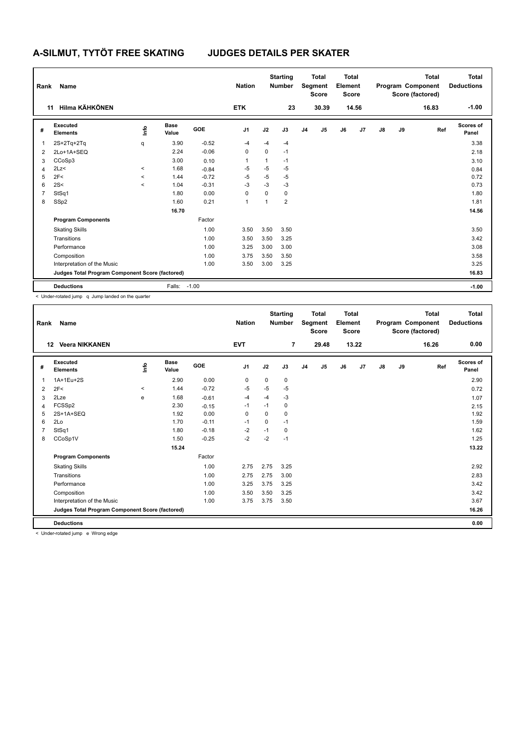# A-SILMUT, TYTÖT FREE SKATING — JUDGES DETAILS PER SKATER

| Rank | Name | Nation | Starting Number | Total Segment Score | Total Element Score | Total Program Component Score (factored) | Total Deductions |
|---|---|---|---|---|---|---|---|
| 11 | Hilma KÄHKÖNEN | ETK | 23 | 30.39 | 14.56 | 16.83 | -1.00 |

| # | Executed Elements | Info | Base Value | GOE | J1 | J2 | J3 | J4 | J5 | J6 | J7 | J8 | J9 | Ref | Scores of Panel |
|---|---|---|---|---|---|---|---|---|---|---|---|---|---|---|---|
| 1 | 2S+2Tq+2Tq | q | 3.90 | -0.52 | -4 | -4 | -4 | | | | | | | | 3.38 |
| 2 | 2Lo+1A+SEQ | | 2.24 | -0.06 | 0 | 0 | -1 | | | | | | | | 2.18 |
| 3 | CCoSp3 | | 3.00 | 0.10 | 1 | 1 | -1 | | | | | | | | 3.10 |
| 4 | 2Lz< | < | 1.68 | -0.84 | -5 | -5 | -5 | | | | | | | | 0.84 |
| 5 | 2F< | < | 1.44 | -0.72 | -5 | -5 | -5 | | | | | | | | 0.72 |
| 6 | 2S< | < | 1.04 | -0.31 | -3 | -3 | -3 | | | | | | | | 0.73 |
| 7 | StSq1 | | 1.80 | 0.00 | 0 | 0 | 0 | | | | | | | | 1.80 |
| 8 | SSp2 | | 1.60 | 0.21 | 1 | 1 | 2 | | | | | | | | 1.81 |
| | | | 16.70 | | | | | | | | | | | | 14.56 |
| | **Program Components** | | | Factor | | | | | | | | | | | |
| | Skating Skills | | | 1.00 | 3.50 | 3.50 | 3.50 | | | | | | | | 3.50 |
| | Transitions | | | 1.00 | 3.50 | 3.50 | 3.25 | | | | | | | | 3.42 |
| | Performance | | | 1.00 | 3.25 | 3.00 | 3.00 | | | | | | | | 3.08 |
| | Composition | | | 1.00 | 3.75 | 3.50 | 3.50 | | | | | | | | 3.58 |
| | Interpretation of the Music | | | 1.00 | 3.50 | 3.00 | 3.25 | | | | | | | | 3.25 |
| | **Judges Total Program Component Score (factored)** | | | | | | | | | | | | | | 16.83 |
| | **Deductions** | | Falls: | -1.00 | | | | | | | | | | | -1.00 |

< Under-rotated jump q Jump landed on the quarter

| Rank | Name | Nation | Starting Number | Total Segment Score | Total Element Score | Total Program Component Score (factored) | Total Deductions |
|---|---|---|---|---|---|---|---|
| 12 | Veera NIKKANEN | EVT | 7 | 29.48 | 13.22 | 16.26 | 0.00 |

| # | Executed Elements | Info | Base Value | GOE | J1 | J2 | J3 | J4 | J5 | J6 | J7 | J8 | J9 | Ref | Scores of Panel |
|---|---|---|---|---|---|---|---|---|---|---|---|---|---|---|---|
| 1 | 1A+1Eu+2S | | 2.90 | 0.00 | 0 | 0 | 0 | | | | | | | | 2.90 |
| 2 | 2F< | < | 1.44 | -0.72 | -5 | -5 | -5 | | | | | | | | 0.72 |
| 3 | 2Lze | e | 1.68 | -0.61 | -4 | -4 | -3 | | | | | | | | 1.07 |
| 4 | FCSSp2 | | 2.30 | -0.15 | -1 | -1 | 0 | | | | | | | | 2.15 |
| 5 | 2S+1A+SEQ | | 1.92 | 0.00 | 0 | 0 | 0 | | | | | | | | 1.92 |
| 6 | 2Lo | | 1.70 | -0.11 | -1 | 0 | -1 | | | | | | | | 1.59 |
| 7 | StSq1 | | 1.80 | -0.18 | -2 | -1 | 0 | | | | | | | | 1.62 |
| 8 | CCoSp1V | | 1.50 | -0.25 | -2 | -2 | -1 | | | | | | | | 1.25 |
| | | | 15.24 | | | | | | | | | | | | 13.22 |
| | **Program Components** | | | Factor | | | | | | | | | | | |
| | Skating Skills | | | 1.00 | 2.75 | 2.75 | 3.25 | | | | | | | | 2.92 |
| | Transitions | | | 1.00 | 2.75 | 2.75 | 3.00 | | | | | | | | 2.83 |
| | Performance | | | 1.00 | 3.25 | 3.75 | 3.25 | | | | | | | | 3.42 |
| | Composition | | | 1.00 | 3.50 | 3.50 | 3.25 | | | | | | | | 3.42 |
| | Interpretation of the Music | | | 1.00 | 3.75 | 3.75 | 3.50 | | | | | | | | 3.67 |
| | **Judges Total Program Component Score (factored)** | | | | | | | | | | | | | | 16.26 |
| | **Deductions** | | | | | | | | | | | | | | 0.00 |

< Under-rotated jump e Wrong edge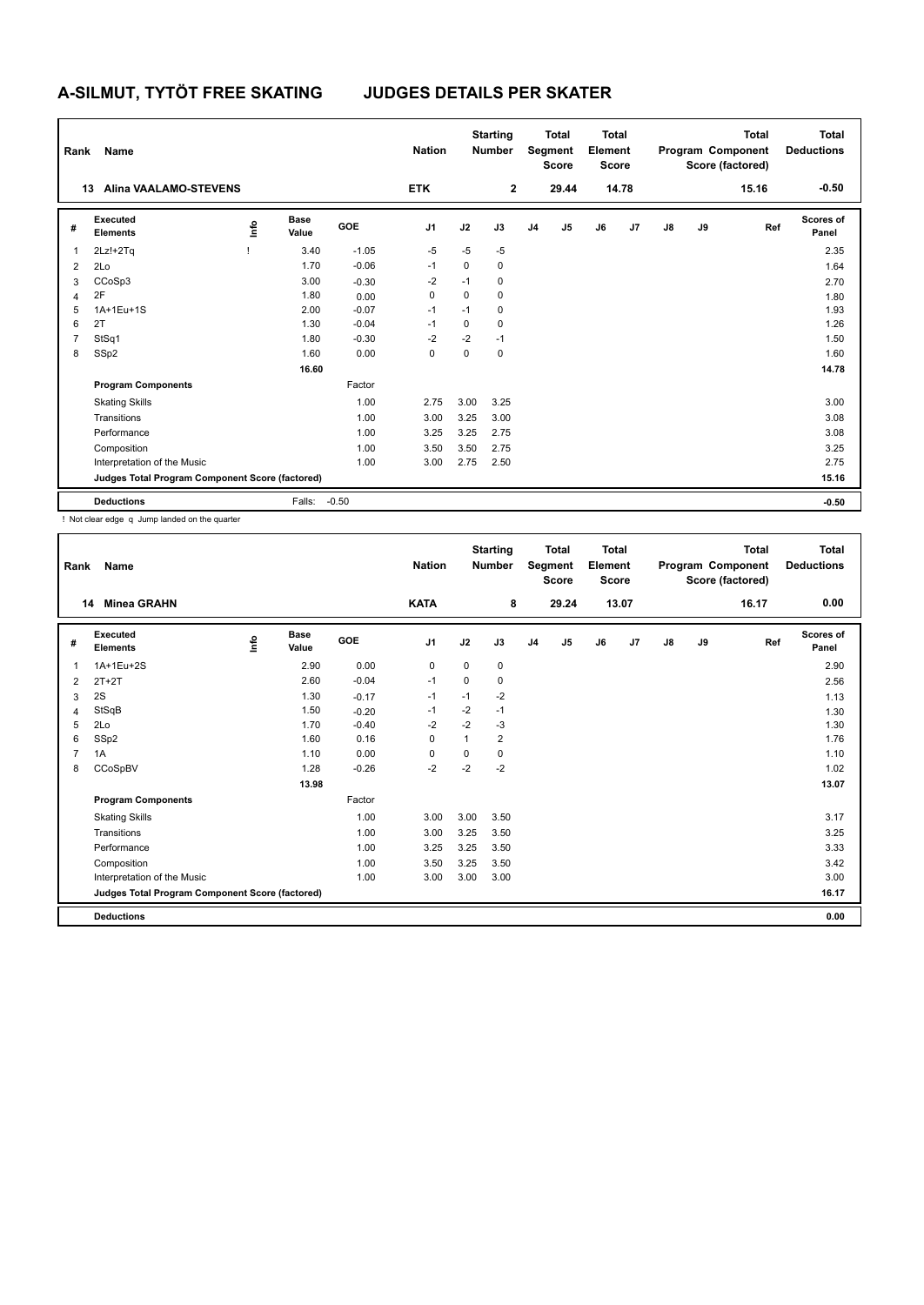# A-SILMUT, TYTÖT FREE SKATING JUDGES DETAILS PER SKATER

| Rank | Name | Nation | Starting Number | Total Segment Score | Total Element Score | Total Program Component Score (factored) | Total Deductions |
|---|---|---|---|---|---|---|---|
| 13 | Alina VAALAMO-STEVENS | ETK | 2 | 29.44 | 14.78 | 15.16 | -0.50 |

| # | Executed Elements | Info | Base Value | GOE | J1 | J2 | J3 | J4 | J5 | J6 | J7 | J8 | J9 | Ref | Scores of Panel |
|---|---|---|---|---|---|---|---|---|---|---|---|---|---|---|---|
| 1 | 2Lz!+2Tq | ! | 3.40 | -1.05 | -5 | -5 | -5 | | | | | | | | 2.35 |
| 2 | 2Lo | | 1.70 | -0.06 | -1 | 0 | 0 | | | | | | | | 1.64 |
| 3 | CCoSp3 | | 3.00 | -0.30 | -2 | -1 | 0 | | | | | | | | 2.70 |
| 4 | 2F | | 1.80 | 0.00 | 0 | 0 | 0 | | | | | | | | 1.80 |
| 5 | 1A+1Eu+1S | | 2.00 | -0.07 | -1 | -1 | 0 | | | | | | | | 1.93 |
| 6 | 2T | | 1.30 | -0.04 | -1 | 0 | 0 | | | | | | | | 1.26 |
| 7 | StSq1 | | 1.80 | -0.30 | -2 | -2 | -1 | | | | | | | | 1.50 |
| 8 | SSp2 | | 1.60 | 0.00 | 0 | 0 | 0 | | | | | | | | 1.60 |
| | | | 16.60 | | | | | | | | | | | | 14.78 |
| | **Program Components** | | | Factor | | | | | | | | | | | |
| | Skating Skills | | | 1.00 | 2.75 | 3.00 | 3.25 | | | | | | | | 3.00 |
| | Transitions | | | 1.00 | 3.00 | 3.25 | 3.00 | | | | | | | | 3.08 |
| | Performance | | | 1.00 | 3.25 | 3.25 | 2.75 | | | | | | | | 3.08 |
| | Composition | | | 1.00 | 3.50 | 3.50 | 2.75 | | | | | | | | 3.25 |
| | Interpretation of the Music | | | 1.00 | 3.00 | 2.75 | 2.50 | | | | | | | | 2.75 |
| | **Judges Total Program Component Score (factored)** | | | | | | | | | | | | | | 15.16 |
| | **Deductions** | | Falls: | -0.50 | | | | | | | | | | | -0.50 |

! Not clear edge q Jump landed on the quarter

| Rank | Name | Nation | Starting Number | Total Segment Score | Total Element Score | Total Program Component Score (factored) | Total Deductions |
|---|---|---|---|---|---|---|---|
| 14 | Minea GRAHN | KATA | 8 | 29.24 | 13.07 | 16.17 | 0.00 |

| # | Executed Elements | Info | Base Value | GOE | J1 | J2 | J3 | J4 | J5 | J6 | J7 | J8 | J9 | Ref | Scores of Panel |
|---|---|---|---|---|---|---|---|---|---|---|---|---|---|---|---|
| 1 | 1A+1Eu+2S | | 2.90 | 0.00 | 0 | 0 | 0 | | | | | | | | 2.90 |
| 2 | 2T+2T | | 2.60 | -0.04 | -1 | 0 | 0 | | | | | | | | 2.56 |
| 3 | 2S | | 1.30 | -0.17 | -1 | -1 | -2 | | | | | | | | 1.13 |
| 4 | StSqB | | 1.50 | -0.20 | -1 | -2 | -1 | | | | | | | | 1.30 |
| 5 | 2Lo | | 1.70 | -0.40 | -2 | -2 | -3 | | | | | | | | 1.30 |
| 6 | SSp2 | | 1.60 | 0.16 | 0 | 1 | 2 | | | | | | | | 1.76 |
| 7 | 1A | | 1.10 | 0.00 | 0 | 0 | 0 | | | | | | | | 1.10 |
| 8 | CCoSpBV | | 1.28 | -0.26 | -2 | -2 | -2 | | | | | | | | 1.02 |
| | | | 13.98 | | | | | | | | | | | | 13.07 |
| | **Program Components** | | | Factor | | | | | | | | | | | |
| | Skating Skills | | | 1.00 | 3.00 | 3.00 | 3.50 | | | | | | | | 3.17 |
| | Transitions | | | 1.00 | 3.00 | 3.25 | 3.50 | | | | | | | | 3.25 |
| | Performance | | | 1.00 | 3.25 | 3.25 | 3.50 | | | | | | | | 3.33 |
| | Composition | | | 1.00 | 3.50 | 3.25 | 3.50 | | | | | | | | 3.42 |
| | Interpretation of the Music | | | 1.00 | 3.00 | 3.00 | 3.00 | | | | | | | | 3.00 |
| | **Judges Total Program Component Score (factored)** | | | | | | | | | | | | | | 16.17 |
| | **Deductions** | | | | | | | | | | | | | | 0.00 |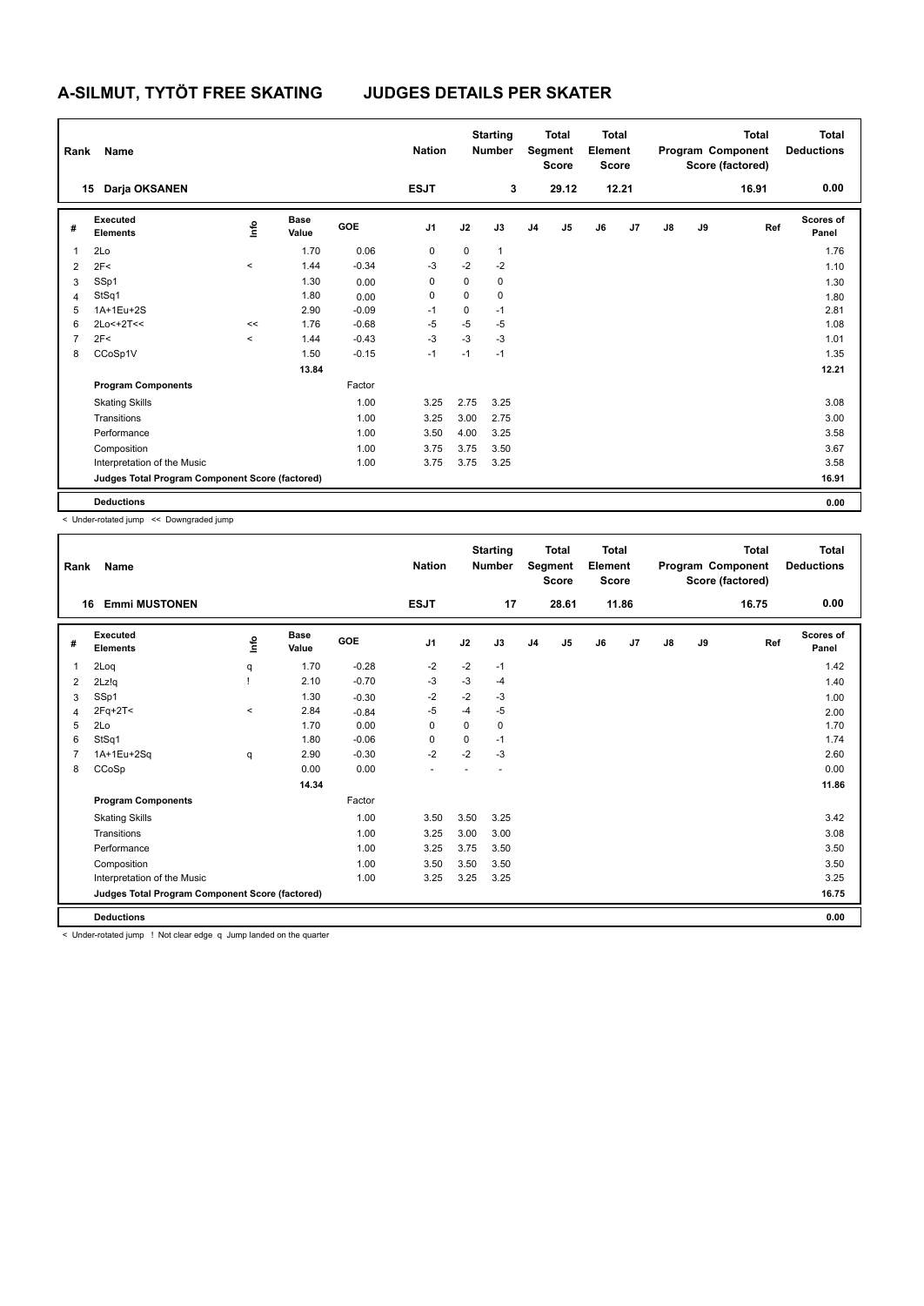# A-SILMUT, TYTÖT FREE SKATING — JUDGES DETAILS PER SKATER

| Rank | Name | Nation | Starting Number | Total Segment Score | Total Element Score | Total Program Component Score (factored) | Total Deductions |
|---|---|---|---|---|---|---|---|
| 15 | Darja OKSANEN | ESJT | 3 | 29.12 | 12.21 | 16.91 | 0.00 |

| # | Executed Elements | Info | Base Value | GOE | J1 | J2 | J3 | J4 | J5 | J6 | J7 | J8 | J9 | Ref | Scores of Panel |
|---|---|---|---|---|---|---|---|---|---|---|---|---|---|---|---|
| 1 | 2Lo | | 1.70 | 0.06 | 0 | 0 | 1 | | | | | | | | 1.76 |
| 2 | 2F< | < | 1.44 | -0.34 | -3 | -2 | -2 | | | | | | | | 1.10 |
| 3 | SSp1 | | 1.30 | 0.00 | 0 | 0 | 0 | | | | | | | | 1.30 |
| 4 | StSq1 | | 1.80 | 0.00 | 0 | 0 | 0 | | | | | | | | 1.80 |
| 5 | 1A+1Eu+2S | | 2.90 | -0.09 | -1 | 0 | -1 | | | | | | | | 2.81 |
| 6 | 2Lo<+2T<< | << | 1.76 | -0.68 | -5 | -5 | -5 | | | | | | | | 1.08 |
| 7 | 2F< | < | 1.44 | -0.43 | -3 | -3 | -3 | | | | | | | | 1.01 |
| 8 | CCoSp1V | | 1.50 | -0.15 | -1 | -1 | -1 | | | | | | | | 1.35 |
| | | | 13.84 | | | | | | | | | | | | 12.21 |
| | **Program Components** | | | Factor | | | | | | | | | | | |
| | Skating Skills | | | 1.00 | 3.25 | 2.75 | 3.25 | | | | | | | | 3.08 |
| | Transitions | | | 1.00 | 3.25 | 3.00 | 2.75 | | | | | | | | 3.00 |
| | Performance | | | 1.00 | 3.50 | 4.00 | 3.25 | | | | | | | | 3.58 |
| | Composition | | | 1.00 | 3.75 | 3.75 | 3.50 | | | | | | | | 3.67 |
| | Interpretation of the Music | | | 1.00 | 3.75 | 3.75 | 3.25 | | | | | | | | 3.58 |
| | **Judges Total Program Component Score (factored)** | | | | | | | | | | | | | | 16.91 |
| | **Deductions** | | | | | | | | | | | | | | 0.00 |

< Under-rotated jump << Downgraded jump

| Rank | Name | Nation | Starting Number | Total Segment Score | Total Element Score | Total Program Component Score (factored) | Total Deductions |
|---|---|---|---|---|---|---|---|
| 16 | Emmi MUSTONEN | ESJT | 17 | 28.61 | 11.86 | 16.75 | 0.00 |

| # | Executed Elements | Info | Base Value | GOE | J1 | J2 | J3 | J4 | J5 | J6 | J7 | J8 | J9 | Ref | Scores of Panel |
|---|---|---|---|---|---|---|---|---|---|---|---|---|---|---|---|
| 1 | 2Loq | q | 1.70 | -0.28 | -2 | -2 | -1 | | | | | | | | 1.42 |
| 2 | 2Lz!q | ! | 2.10 | -0.70 | -3 | -3 | -4 | | | | | | | | 1.40 |
| 3 | SSp1 | | 1.30 | -0.30 | -2 | -2 | -3 | | | | | | | | 1.00 |
| 4 | 2Fq+2T< | < | 2.84 | -0.84 | -5 | -4 | -5 | | | | | | | | 2.00 |
| 5 | 2Lo | | 1.70 | 0.00 | 0 | 0 | 0 | | | | | | | | 1.70 |
| 6 | StSq1 | | 1.80 | -0.06 | 0 | 0 | -1 | | | | | | | | 1.74 |
| 7 | 1A+1Eu+2Sq | q | 2.90 | -0.30 | -2 | -2 | -3 | | | | | | | | 2.60 |
| 8 | CCoSp | | 0.00 | 0.00 | - | - | - | | | | | | | | 0.00 |
| | | | 14.34 | | | | | | | | | | | | 11.86 |
| | **Program Components** | | | Factor | | | | | | | | | | | |
| | Skating Skills | | | 1.00 | 3.50 | 3.50 | 3.25 | | | | | | | | 3.42 |
| | Transitions | | | 1.00 | 3.25 | 3.00 | 3.00 | | | | | | | | 3.08 |
| | Performance | | | 1.00 | 3.25 | 3.75 | 3.50 | | | | | | | | 3.50 |
| | Composition | | | 1.00 | 3.50 | 3.50 | 3.50 | | | | | | | | 3.50 |
| | Interpretation of the Music | | | 1.00 | 3.25 | 3.25 | 3.25 | | | | | | | | 3.25 |
| | **Judges Total Program Component Score (factored)** | | | | | | | | | | | | | | 16.75 |
| | **Deductions** | | | | | | | | | | | | | | 0.00 |

< Under-rotated jump ! Not clear edge q Jump landed on the quarter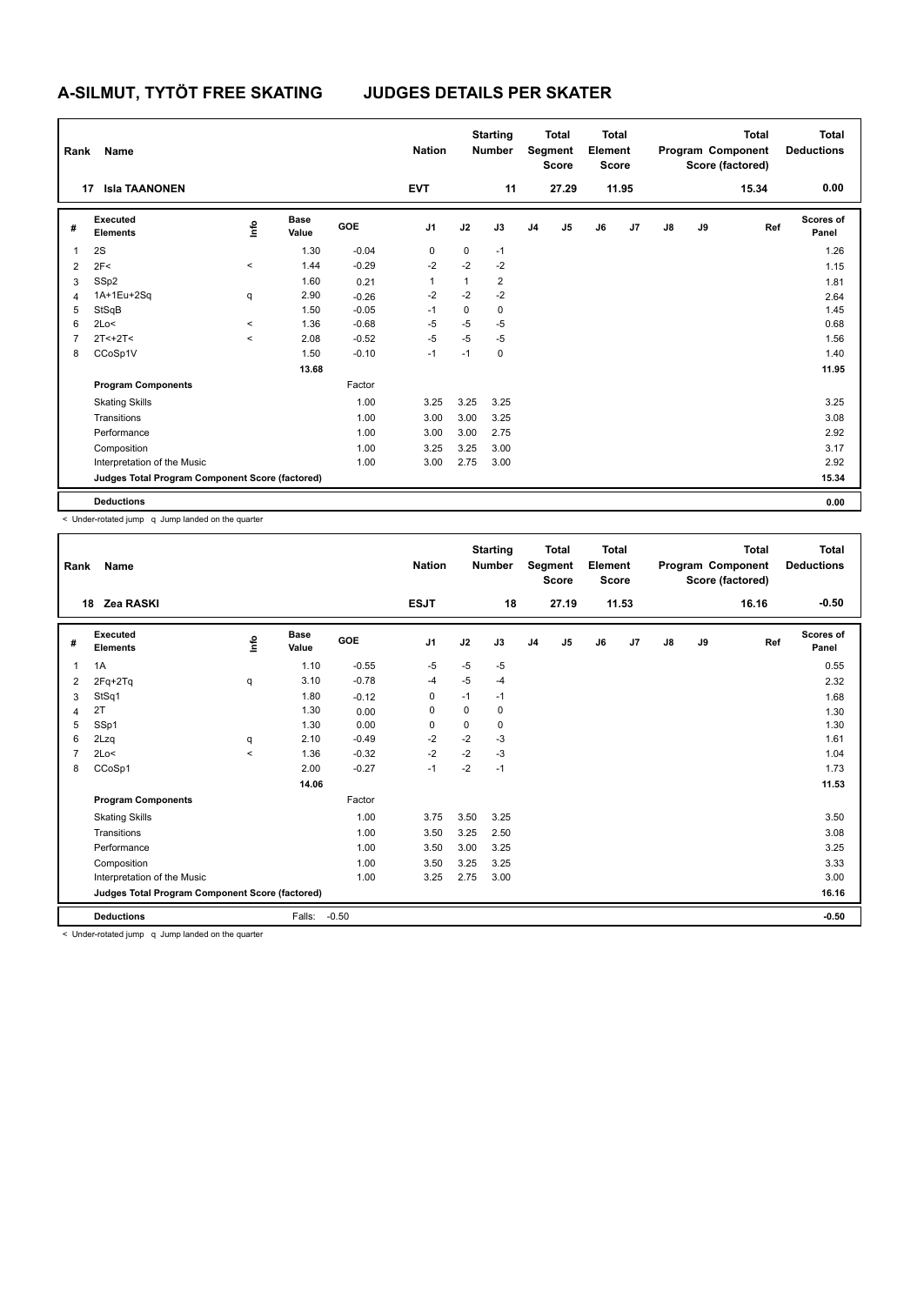# A-SILMUT, TYTÖT FREE SKATING — JUDGES DETAILS PER SKATER

| Rank | Name | Nation | Starting Number | Total Segment Score | Total Element Score | Total Program Component Score (factored) | Total Deductions |
|---|---|---|---|---|---|---|---|
| 17 | Isla TAANONEN | EVT | 11 | 27.29 | 11.95 | 15.34 | 0.00 |

| # | Executed Elements | Info | Base Value | GOE | J1 | J2 | J3 | J4 | J5 | J6 | J7 | J8 | J9 | Ref | Scores of Panel |
|---|---|---|---|---|---|---|---|---|---|---|---|---|---|---|---|
| 1 | 2S | | 1.30 | -0.04 | 0 | 0 | -1 | | | | | | | | 1.26 |
| 2 | 2F< | < | 1.44 | -0.29 | -2 | -2 | -2 | | | | | | | | 1.15 |
| 3 | SSp2 | | 1.60 | 0.21 | 1 | 1 | 2 | | | | | | | | 1.81 |
| 4 | 1A+1Eu+2Sq | q | 2.90 | -0.26 | -2 | -2 | -2 | | | | | | | | 2.64 |
| 5 | StSqB | | 1.50 | -0.05 | -1 | 0 | 0 | | | | | | | | 1.45 |
| 6 | 2Lo< | < | 1.36 | -0.68 | -5 | -5 | -5 | | | | | | | | 0.68 |
| 7 | 2T<+2T< | < | 2.08 | -0.52 | -5 | -5 | -5 | | | | | | | | 1.56 |
| 8 | CCoSp1V | | 1.50 | -0.10 | -1 | -1 | 0 | | | | | | | | 1.40 |
| | | | 13.68 | | | | | | | | | | | | 11.95 |
| | **Program Components** | | | Factor | | | | | | | | | | | |
| | Skating Skills | | | 1.00 | 3.25 | 3.25 | 3.25 | | | | | | | | 3.25 |
| | Transitions | | | 1.00 | 3.00 | 3.00 | 3.25 | | | | | | | | 3.08 |
| | Performance | | | 1.00 | 3.00 | 3.00 | 2.75 | | | | | | | | 2.92 |
| | Composition | | | 1.00 | 3.25 | 3.25 | 3.00 | | | | | | | | 3.17 |
| | Interpretation of the Music | | | 1.00 | 3.00 | 2.75 | 3.00 | | | | | | | | 2.92 |
| | **Judges Total Program Component Score (factored)** | | | | | | | | | | | | | | 15.34 |
| | **Deductions** | | | | | | | | | | | | | | 0.00 |

< Under-rotated jump q Jump landed on the quarter

| Rank | Name | Nation | Starting Number | Total Segment Score | Total Element Score | Total Program Component Score (factored) | Total Deductions |
|---|---|---|---|---|---|---|---|
| 18 | Zea RASKI | ESJT | 18 | 27.19 | 11.53 | 16.16 | -0.50 |

| # | Executed Elements | Info | Base Value | GOE | J1 | J2 | J3 | J4 | J5 | J6 | J7 | J8 | J9 | Ref | Scores of Panel |
|---|---|---|---|---|---|---|---|---|---|---|---|---|---|---|---|
| 1 | 1A | | 1.10 | -0.55 | -5 | -5 | -5 | | | | | | | | 0.55 |
| 2 | 2Fq+2Tq | q | 3.10 | -0.78 | -4 | -5 | -4 | | | | | | | | 2.32 |
| 3 | StSq1 | | 1.80 | -0.12 | 0 | -1 | -1 | | | | | | | | 1.68 |
| 4 | 2T | | 1.30 | 0.00 | 0 | 0 | 0 | | | | | | | | 1.30 |
| 5 | SSp1 | | 1.30 | 0.00 | 0 | 0 | 0 | | | | | | | | 1.30 |
| 6 | 2Lzq | q | 2.10 | -0.49 | -2 | -2 | -3 | | | | | | | | 1.61 |
| 7 | 2Lo< | < | 1.36 | -0.32 | -2 | -2 | -3 | | | | | | | | 1.04 |
| 8 | CCoSp1 | | 2.00 | -0.27 | -1 | -2 | -1 | | | | | | | | 1.73 |
| | | | 14.06 | | | | | | | | | | | | 11.53 |
| | **Program Components** | | | Factor | | | | | | | | | | | |
| | Skating Skills | | | 1.00 | 3.75 | 3.50 | 3.25 | | | | | | | | 3.50 |
| | Transitions | | | 1.00 | 3.50 | 3.25 | 2.50 | | | | | | | | 3.08 |
| | Performance | | | 1.00 | 3.50 | 3.00 | 3.25 | | | | | | | | 3.25 |
| | Composition | | | 1.00 | 3.50 | 3.25 | 3.25 | | | | | | | | 3.33 |
| | Interpretation of the Music | | | 1.00 | 3.25 | 2.75 | 3.00 | | | | | | | | 3.00 |
| | **Judges Total Program Component Score (factored)** | | | | | | | | | | | | | | 16.16 |
| | **Deductions** | | Falls: | -0.50 | | | | | | | | | | | -0.50 |

< Under-rotated jump q Jump landed on the quarter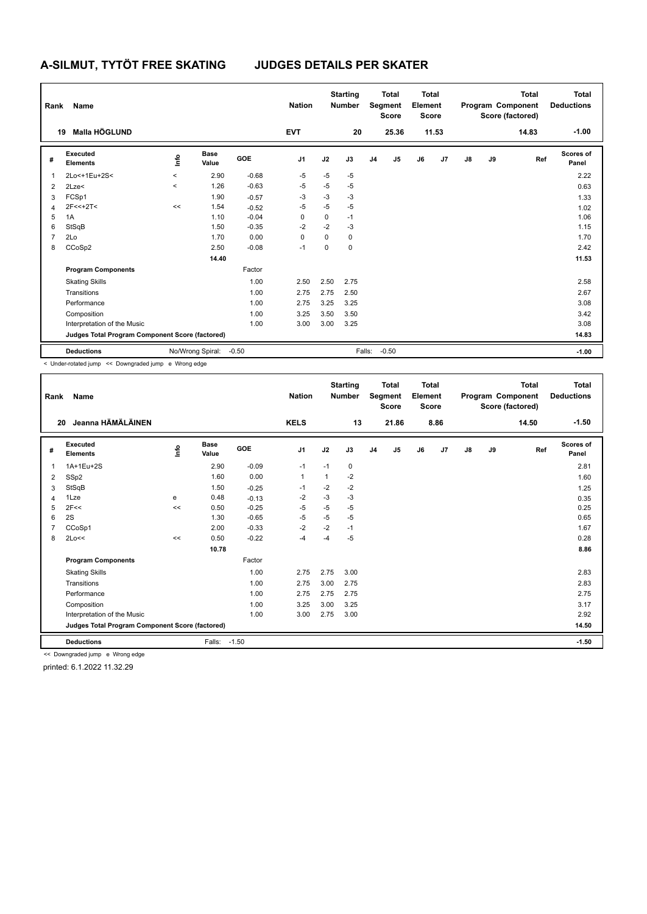# A-SILMUT, TYTÖT FREE SKATING JUDGES DETAILS PER SKATER

| Rank | Name | Nation | Starting Number | Total Segment Score | Total Element Score | Total Program Component Score (factored) | Total Deductions |
|---|---|---|---|---|---|---|---|
| 19 | Malla HÖGLUND | EVT | 20 | 25.36 | 11.53 | 14.83 | -1.00 |

| # | Executed Elements | Info | Base Value | GOE | J1 | J2 | J3 | J4 | J5 | J6 | J7 | J8 | J9 | Ref | Scores of Panel |
|---|---|---|---|---|---|---|---|---|---|---|---|---|---|---|---|
| 1 | 2Lo<+1Eu+2S< | < | 2.90 | -0.68 | -5 | -5 | -5 | | | | | | | | 2.22 |
| 2 | 2Lze< | < | 1.26 | -0.63 | -5 | -5 | -5 | | | | | | | | 0.63 |
| 3 | FCSp1 | | 1.90 | -0.57 | -3 | -3 | -3 | | | | | | | | 1.33 |
| 4 | 2F<<+2T< | << | 1.54 | -0.52 | -5 | -5 | -5 | | | | | | | | 1.02 |
| 5 | 1A | | 1.10 | -0.04 | 0 | 0 | -1 | | | | | | | | 1.06 |
| 6 | StSqB | | 1.50 | -0.35 | -2 | -2 | -3 | | | | | | | | 1.15 |
| 7 | 2Lo | | 1.70 | 0.00 | 0 | 0 | 0 | | | | | | | | 1.70 |
| 8 | CCoSp2 | | 2.50 | -0.08 | -1 | 0 | 0 | | | | | | | | 2.42 |
| | | | 14.40 | | | | | | | | | | | | 11.53 |
| | **Program Components** | | | Factor | | | | | | | | | | | |
| | Skating Skills | | | 1.00 | 2.50 | 2.50 | 2.75 | | | | | | | | 2.58 |
| | Transitions | | | 1.00 | 2.75 | 2.75 | 2.50 | | | | | | | | 2.67 |
| | Performance | | | 1.00 | 2.75 | 3.25 | 3.25 | | | | | | | | 3.08 |
| | Composition | | | 1.00 | 3.25 | 3.50 | 3.50 | | | | | | | | 3.42 |
| | Interpretation of the Music | | | 1.00 | 3.00 | 3.00 | 3.25 | | | | | | | | 3.08 |
| | **Judges Total Program Component Score (factored)** | | | | | | | | | | | | | | 14.83 |
| | **Deductions** | No/Wrong Spiral: | -0.50 | | | | Falls: | -0.50 | | | | | | | -1.00 |

< Under-rotated jump << Downgraded jump e Wrong edge

| Rank | Name | Nation | Starting Number | Total Segment Score | Total Element Score | Total Program Component Score (factored) | Total Deductions |
|---|---|---|---|---|---|---|---|
| 20 | Jeanna HÄMÄLÄINEN | KELS | 13 | 21.86 | 8.86 | 14.50 | -1.50 |

| # | Executed Elements | Info | Base Value | GOE | J1 | J2 | J3 | J4 | J5 | J6 | J7 | J8 | J9 | Ref | Scores of Panel |
|---|---|---|---|---|---|---|---|---|---|---|---|---|---|---|---|
| 1 | 1A+1Eu+2S | | 2.90 | -0.09 | -1 | -1 | 0 | | | | | | | | 2.81 |
| 2 | SSp2 | | 1.60 | 0.00 | 1 | 1 | -2 | | | | | | | | 1.60 |
| 3 | StSqB | | 1.50 | -0.25 | -1 | -2 | -2 | | | | | | | | 1.25 |
| 4 | 1Lze | e | 0.48 | -0.13 | -2 | -3 | -3 | | | | | | | | 0.35 |
| 5 | 2F<< | << | 0.50 | -0.25 | -5 | -5 | -5 | | | | | | | | 0.25 |
| 6 | 2S | | 1.30 | -0.65 | -5 | -5 | -5 | | | | | | | | 0.65 |
| 7 | CCoSp1 | | 2.00 | -0.33 | -2 | -2 | -1 | | | | | | | | 1.67 |
| 8 | 2Lo<< | << | 0.50 | -0.22 | -4 | -4 | -5 | | | | | | | | 0.28 |
| | | | 10.78 | | | | | | | | | | | | 8.86 |
| | **Program Components** | | | Factor | | | | | | | | | | | |
| | Skating Skills | | | 1.00 | 2.75 | 2.75 | 3.00 | | | | | | | | 2.83 |
| | Transitions | | | 1.00 | 2.75 | 3.00 | 2.75 | | | | | | | | 2.83 |
| | Performance | | | 1.00 | 2.75 | 2.75 | 2.75 | | | | | | | | 2.75 |
| | Composition | | | 1.00 | 3.25 | 3.00 | 3.25 | | | | | | | | 3.17 |
| | Interpretation of the Music | | | 1.00 | 3.00 | 2.75 | 3.00 | | | | | | | | 2.92 |
| | **Judges Total Program Component Score (factored)** | | | | | | | | | | | | | | 14.50 |
| | **Deductions** | Falls: | -1.50 | | | | | | | | | | | | -1.50 |

<< Downgraded jump e Wrong edge

printed: 6.1.2022 11.32.29